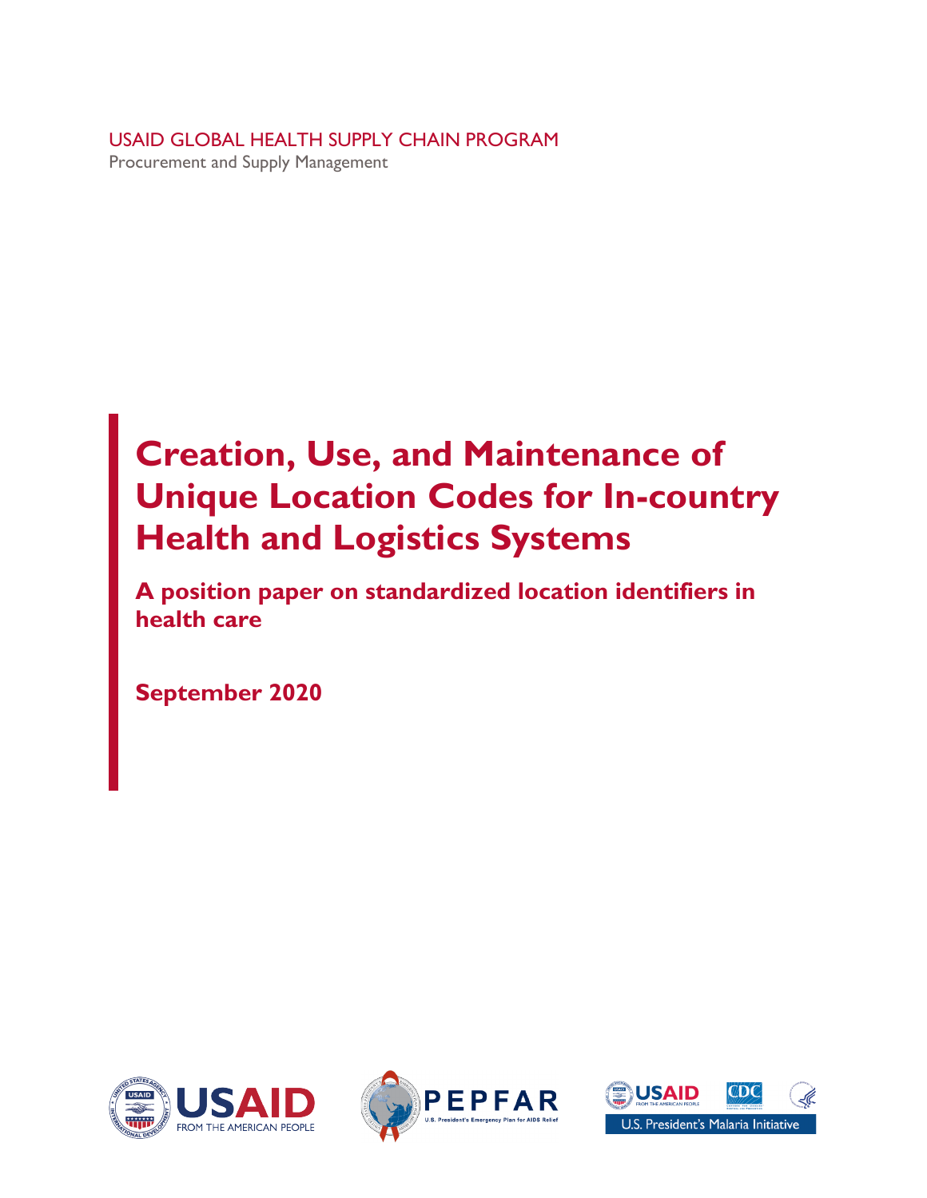USAID GLOBAL HEALTH SUPPLY CHAIN PROGRAM

Procurement and Supply Management

# Creation, Use, and Maintenance of Unique Location Codes for In-country Health and Logistics Systems

## A position paper on standardized location identifiers in health care

**September 2020**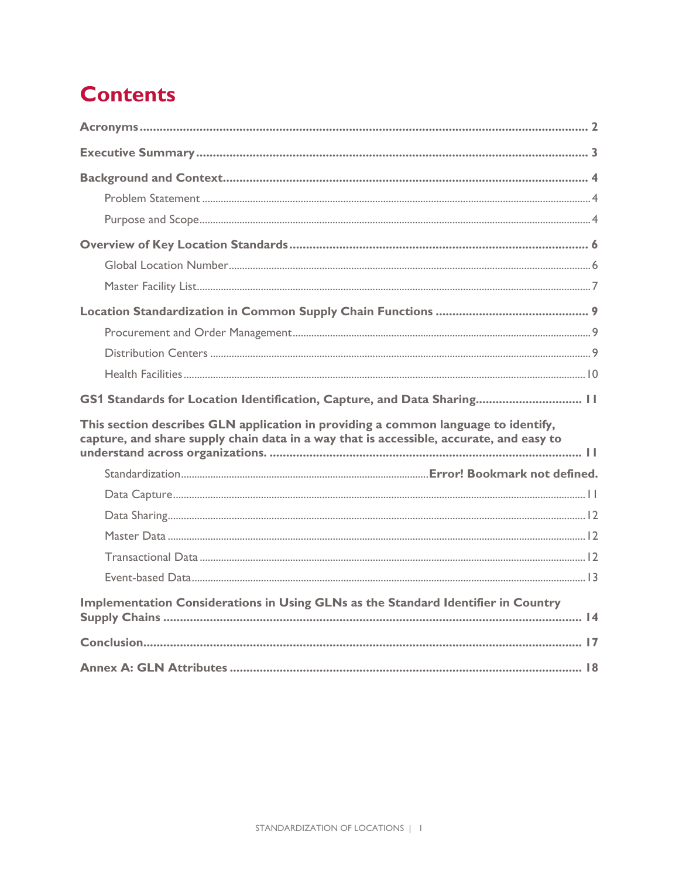# Contents

**Acronyms** .......... **2**

**Executive Summary** .......... **3**

**Background and Context** .......... **4**

- Problem Statement .......... 4
- Purpose and Scope .......... 4

**Overview of Key Location Standards** .......... **6**

- Global Location Number .......... 6
- Master Facility List .......... 7

**Location Standardization in Common Supply Chain Functions** .......... **9**

- Procurement and Order Management .......... 9
- Distribution Centers .......... 9
- Health Facilities .......... 10

**GS1 Standards for Location Identification, Capture, and Data Sharing** .......... **11**

**This section describes GLN application in providing a common language to identify, capture, and share supply chain data in a way that is accessible, accurate, and easy to understand across organizations.** .......... **11**

- Standardization .......... **Error! Bookmark not defined.**
- Data Capture .......... 11
- Data Sharing .......... 12
- Master Data .......... 12
- Transactional Data .......... 12
- Event-based Data .......... 13

**Implementation Considerations in Using GLNs as the Standard Identifier in Country Supply Chains** .......... **14**

**Conclusion** .......... **17**

**Annex A: GLN Attributes** .......... **18**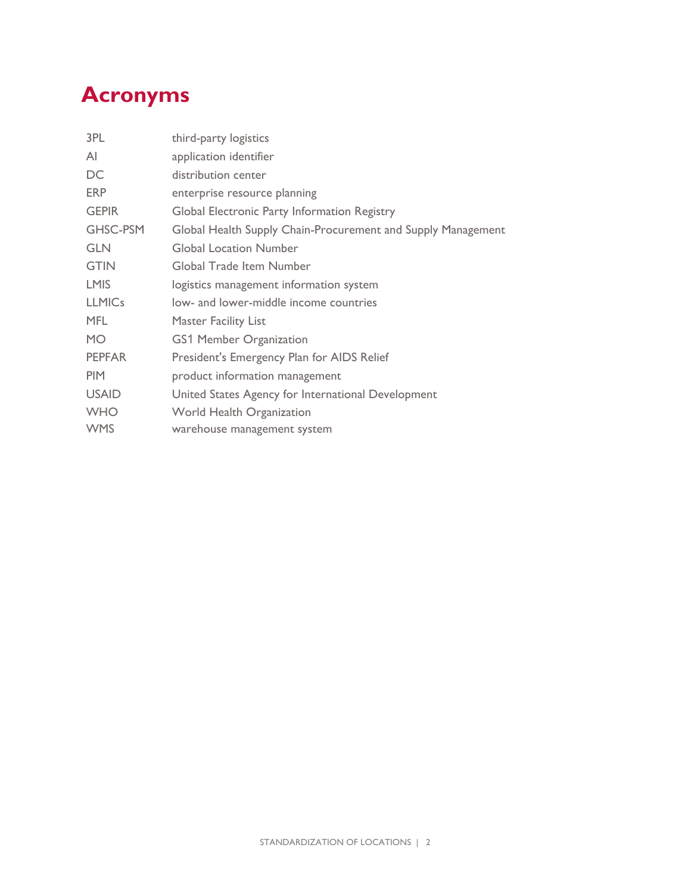# Acronyms

| | |
|---|---|
| 3PL | third-party logistics |
| AI | application identifier |
| DC | distribution center |
| ERP | enterprise resource planning |
| GEPIR | Global Electronic Party Information Registry |
| GHSC-PSM | Global Health Supply Chain-Procurement and Supply Management |
| GLN | Global Location Number |
| GTIN | Global Trade Item Number |
| LMIS | logistics management information system |
| LLMICs | low- and lower-middle income countries |
| MFL | Master Facility List |
| MO | GS1 Member Organization |
| PEPFAR | President's Emergency Plan for AIDS Relief |
| PIM | product information management |
| USAID | United States Agency for International Development |
| WHO | World Health Organization |
| WMS | warehouse management system |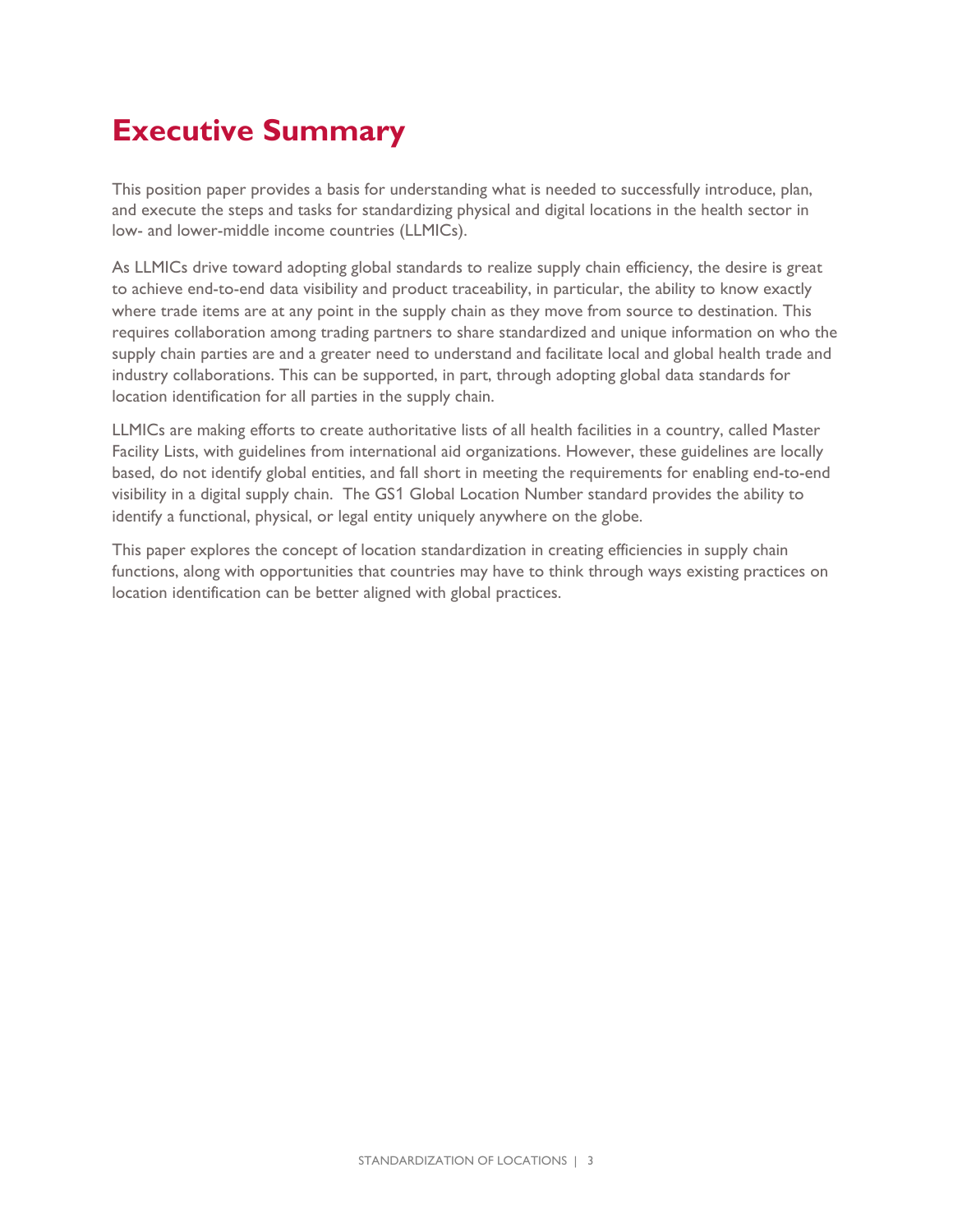# Executive Summary

This position paper provides a basis for understanding what is needed to successfully introduce, plan, and execute the steps and tasks for standardizing physical and digital locations in the health sector in low- and lower-middle income countries (LLMICs).

As LLMICs drive toward adopting global standards to realize supply chain efficiency, the desire is great to achieve end-to-end data visibility and product traceability, in particular, the ability to know exactly where trade items are at any point in the supply chain as they move from source to destination. This requires collaboration among trading partners to share standardized and unique information on who the supply chain parties are and a greater need to understand and facilitate local and global health trade and industry collaborations. This can be supported, in part, through adopting global data standards for location identification for all parties in the supply chain.

LLMICs are making efforts to create authoritative lists of all health facilities in a country, called Master Facility Lists, with guidelines from international aid organizations. However, these guidelines are locally based, do not identify global entities, and fall short in meeting the requirements for enabling end-to-end visibility in a digital supply chain. The GS1 Global Location Number standard provides the ability to identify a functional, physical, or legal entity uniquely anywhere on the globe.

This paper explores the concept of location standardization in creating efficiencies in supply chain functions, along with opportunities that countries may have to think through ways existing practices on location identification can be better aligned with global practices.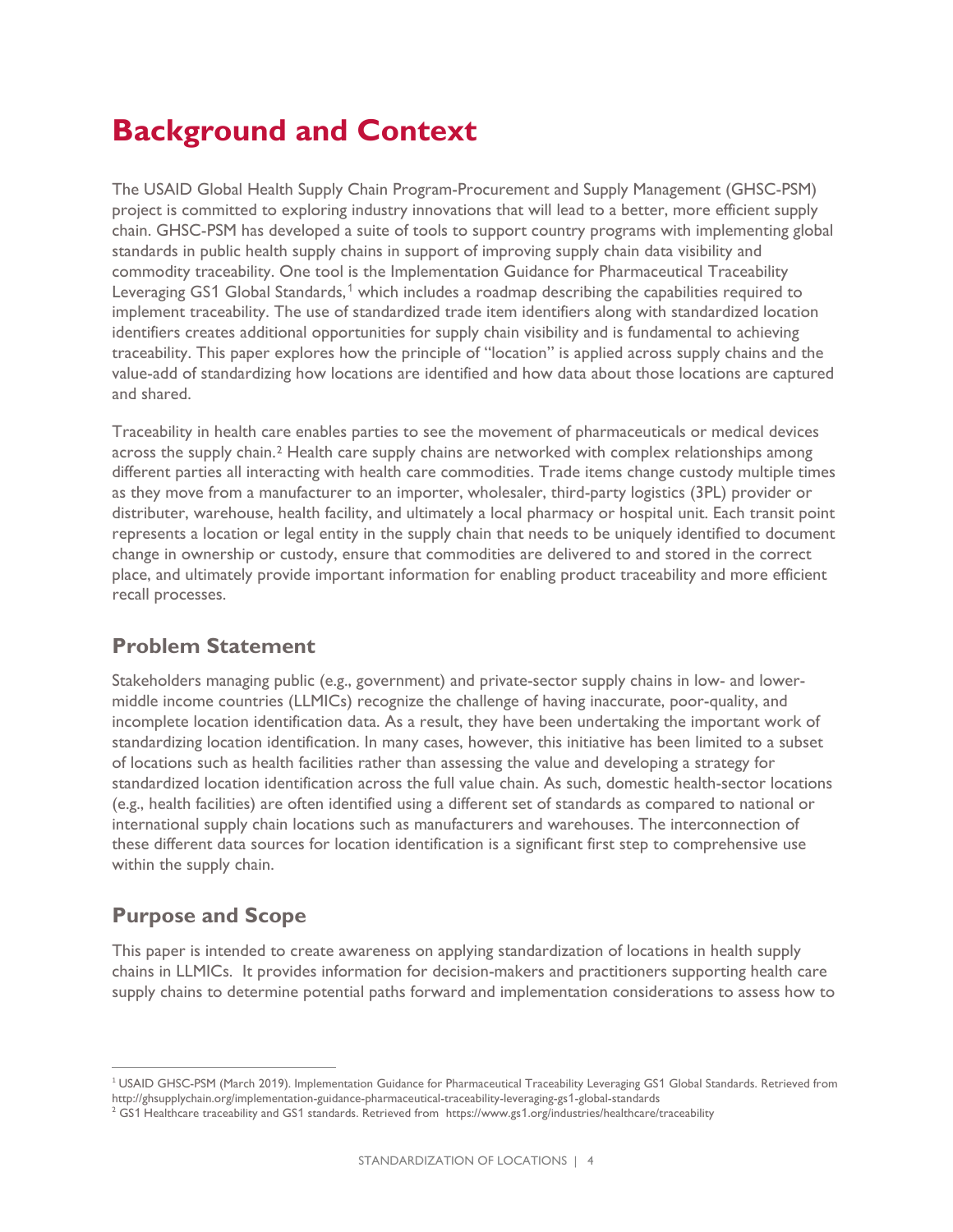# Background and Context

The USAID Global Health Supply Chain Program-Procurement and Supply Management (GHSC-PSM) project is committed to exploring industry innovations that will lead to a better, more efficient supply chain. GHSC-PSM has developed a suite of tools to support country programs with implementing global standards in public health supply chains in support of improving supply chain data visibility and commodity traceability. One tool is the Implementation Guidance for Pharmaceutical Traceability Leveraging GS1 Global Standards,[1] which includes a roadmap describing the capabilities required to implement traceability. The use of standardized trade item identifiers along with standardized location identifiers creates additional opportunities for supply chain visibility and is fundamental to achieving traceability. This paper explores how the principle of "location" is applied across supply chains and the value-add of standardizing how locations are identified and how data about those locations are captured and shared.

Traceability in health care enables parties to see the movement of pharmaceuticals or medical devices across the supply chain.[2] Health care supply chains are networked with complex relationships among different parties all interacting with health care commodities. Trade items change custody multiple times as they move from a manufacturer to an importer, wholesaler, third-party logistics (3PL) provider or distributer, warehouse, health facility, and ultimately a local pharmacy or hospital unit. Each transit point represents a location or legal entity in the supply chain that needs to be uniquely identified to document change in ownership or custody, ensure that commodities are delivered to and stored in the correct place, and ultimately provide important information for enabling product traceability and more efficient recall processes.

## Problem Statement

Stakeholders managing public (e.g., government) and private-sector supply chains in low- and lower-middle income countries (LLMICs) recognize the challenge of having inaccurate, poor-quality, and incomplete location identification data. As a result, they have been undertaking the important work of standardizing location identification. In many cases, however, this initiative has been limited to a subset of locations such as health facilities rather than assessing the value and developing a strategy for standardized location identification across the full value chain. As such, domestic health-sector locations (e.g., health facilities) are often identified using a different set of standards as compared to national or international supply chain locations such as manufacturers and warehouses. The interconnection of these different data sources for location identification is a significant first step to comprehensive use within the supply chain.

## Purpose and Scope

This paper is intended to create awareness on applying standardization of locations in health supply chains in LLMICs. It provides information for decision-makers and practitioners supporting health care supply chains to determine potential paths forward and implementation considerations to assess how to

---

[1] USAID GHSC-PSM (March 2019). Implementation Guidance for Pharmaceutical Traceability Leveraging GS1 Global Standards. Retrieved from http://ghsupplychain.org/implementation-guidance-pharmaceutical-traceability-leveraging-gs1-global-standards

[2] GS1 Healthcare traceability and GS1 standards. Retrieved from https://www.gs1.org/industries/healthcare/traceability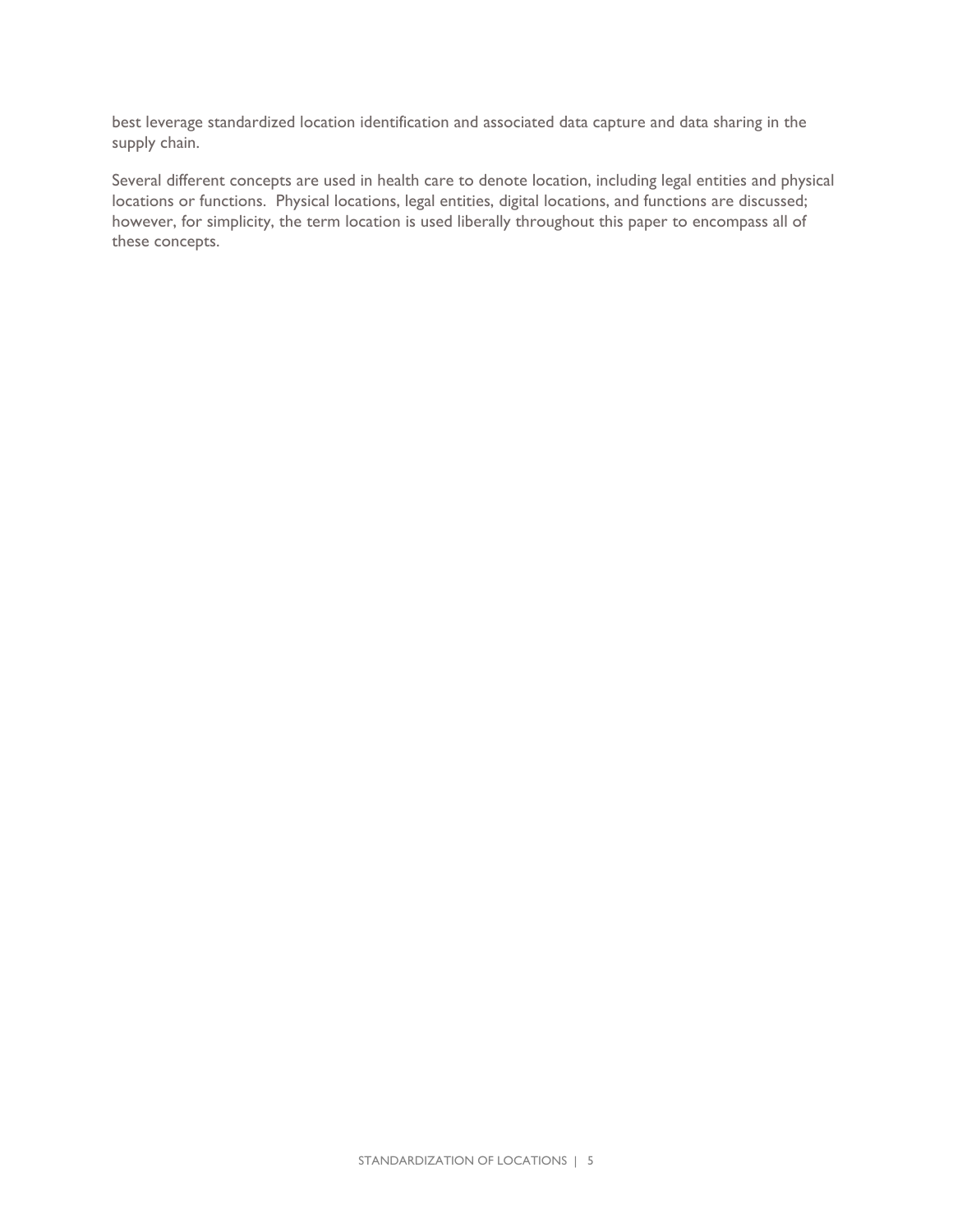best leverage standardized location identification and associated data capture and data sharing in the supply chain.

Several different concepts are used in health care to denote location, including legal entities and physical locations or functions. Physical locations, legal entities, digital locations, and functions are discussed; however, for simplicity, the term location is used liberally throughout this paper to encompass all of these concepts.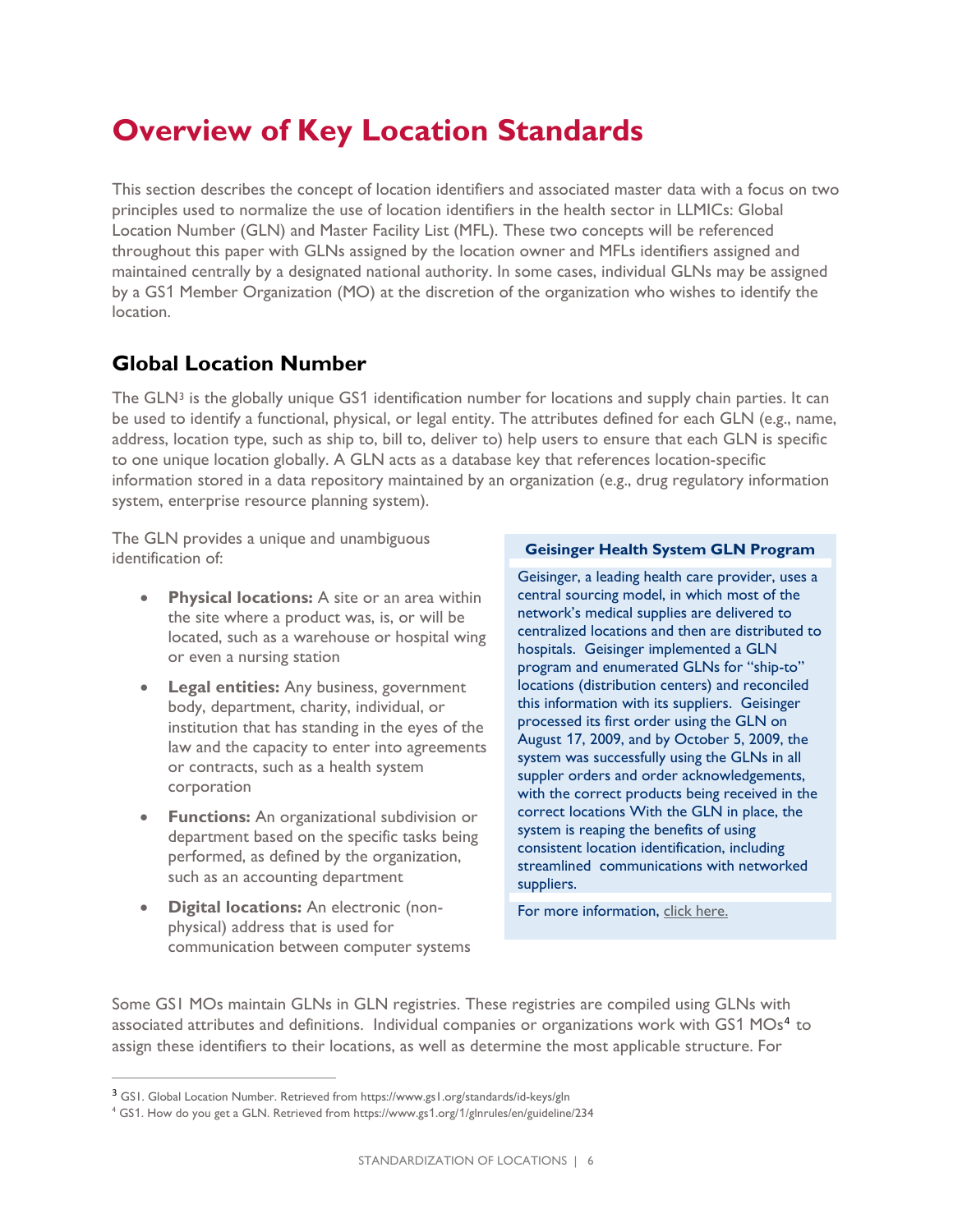# Overview of Key Location Standards

This section describes the concept of location identifiers and associated master data with a focus on two principles used to normalize the use of location identifiers in the health sector in LLMICs: Global Location Number (GLN) and Master Facility List (MFL). These two concepts will be referenced throughout this paper with GLNs assigned by the location owner and MFLs identifiers assigned and maintained centrally by a designated national authority. In some cases, individual GLNs may be assigned by a GS1 Member Organization (MO) at the discretion of the organization who wishes to identify the location.

## Global Location Number

The GLN[3] is the globally unique GS1 identification number for locations and supply chain parties. It can be used to identify a functional, physical, or legal entity. The attributes defined for each GLN (e.g., name, address, location type, such as ship to, bill to, deliver to) help users to ensure that each GLN is specific to one unique location globally. A GLN acts as a database key that references location-specific information stored in a data repository maintained by an organization (e.g., drug regulatory information system, enterprise resource planning system).

The GLN provides a unique and unambiguous identification of:

- **Physical locations:** A site or an area within the site where a product was, is, or will be located, such as a warehouse or hospital wing or even a nursing station
- **Legal entities:** Any business, government body, department, charity, individual, or institution that has standing in the eyes of the law and the capacity to enter into agreements or contracts, such as a health system corporation
- **Functions:** An organizational subdivision or department based on the specific tasks being performed, as defined by the organization, such as an accounting department
- **Digital locations:** An electronic (non-physical) address that is used for communication between computer systems

> **Geisinger Health System GLN Program**
>
> Geisinger, a leading health care provider, uses a central sourcing model, in which most of the network's medical supplies are delivered to centralized locations and then are distributed to hospitals. Geisinger implemented a GLN program and enumerated GLNs for "ship-to" locations (distribution centers) and reconciled this information with its suppliers. Geisinger processed its first order using the GLN on August 17, 2009, and by October 5, 2009, the system was successfully using the GLNs in all suppler orders and order acknowledgements, with the correct products being received in the correct locations With the GLN in place, the system is reaping the benefits of using consistent location identification, including streamlined communications with networked suppliers.
>
> For more information, click here.

Some GS1 MOs maintain GLNs in GLN registries. These registries are compiled using GLNs with associated attributes and definitions. Individual companies or organizations work with GS1 MOs[4] to assign these identifiers to their locations, as well as determine the most applicable structure. For

[3] GS1. Global Location Number. Retrieved from https://www.gs1.org/standards/id-keys/gln

[4] GS1. How do you get a GLN. Retrieved from https://www.gs1.org/1/glnrules/en/guideline/234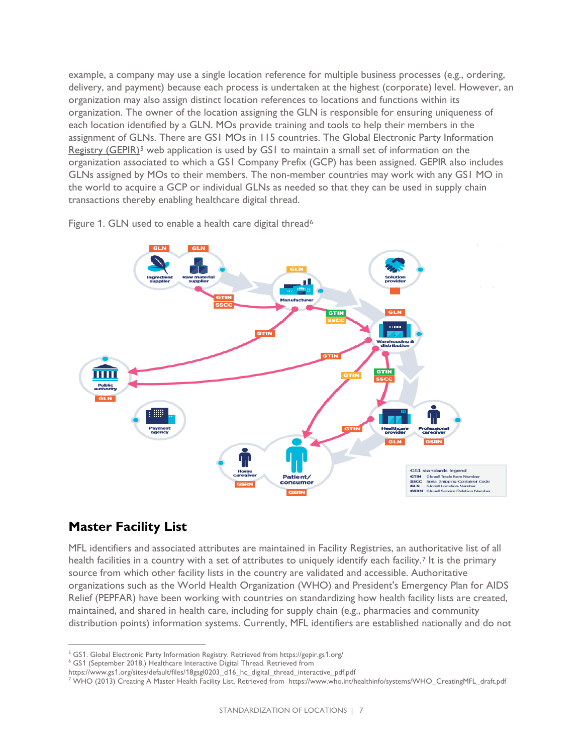example, a company may use a single location reference for multiple business processes (e.g., ordering, delivery, and payment) because each process is undertaken at the highest (corporate) level. However, an organization may also assign distinct location references to locations and functions within its organization. The owner of the location assigning the GLN is responsible for ensuring uniqueness of each location identified by a GLN. MOs provide training and tools to help their members in the assignment of GLNs. There are GS1 MOs in 115 countries. The Global Electronic Party Information Registry (GEPIR)[5] web application is used by GS1 to maintain a small set of information on the organization associated to which a GS1 Company Prefix (GCP) has been assigned. GEPIR also includes GLNs assigned by MOs to their members. The non-member countries may work with any GS1 MO in the world to acquire a GCP or individual GLNs as needed so that they can be used in supply chain transactions thereby enabling healthcare digital thread.

Figure 1. GLN used to enable a health care digital thread[6]

## Master Facility List

MFL identifiers and associated attributes are maintained in Facility Registries, an authoritative list of all health facilities in a country with a set of attributes to uniquely identify each facility.[7] It is the primary source from which other facility lists in the country are validated and accessible. Authoritative organizations such as the World Health Organization (WHO) and President's Emergency Plan for AIDS Relief (PEPFAR) have been working with countries on standardizing how health facility lists are created, maintained, and shared in health care, including for supply chain (e.g., pharmacies and community distribution points) information systems. Currently, MFL identifiers are established nationally and do not

---

[5] GS1. Global Electronic Party Information Registry. Retrieved from https://gepir.gs1.org/

[6] GS1 (September 2018.) Healthcare Interactive Digital Thread. Retrieved from https://www.gs1.org/sites/default/files/18gsgl0203_d16_hc_digital_thread_interactive_pdf.pdf

[7] WHO (2013) Creating A Master Health Facility List. Retrieved from https://www.who.int/healthinfo/systems/WHO_CreatingMFL_draft.pdf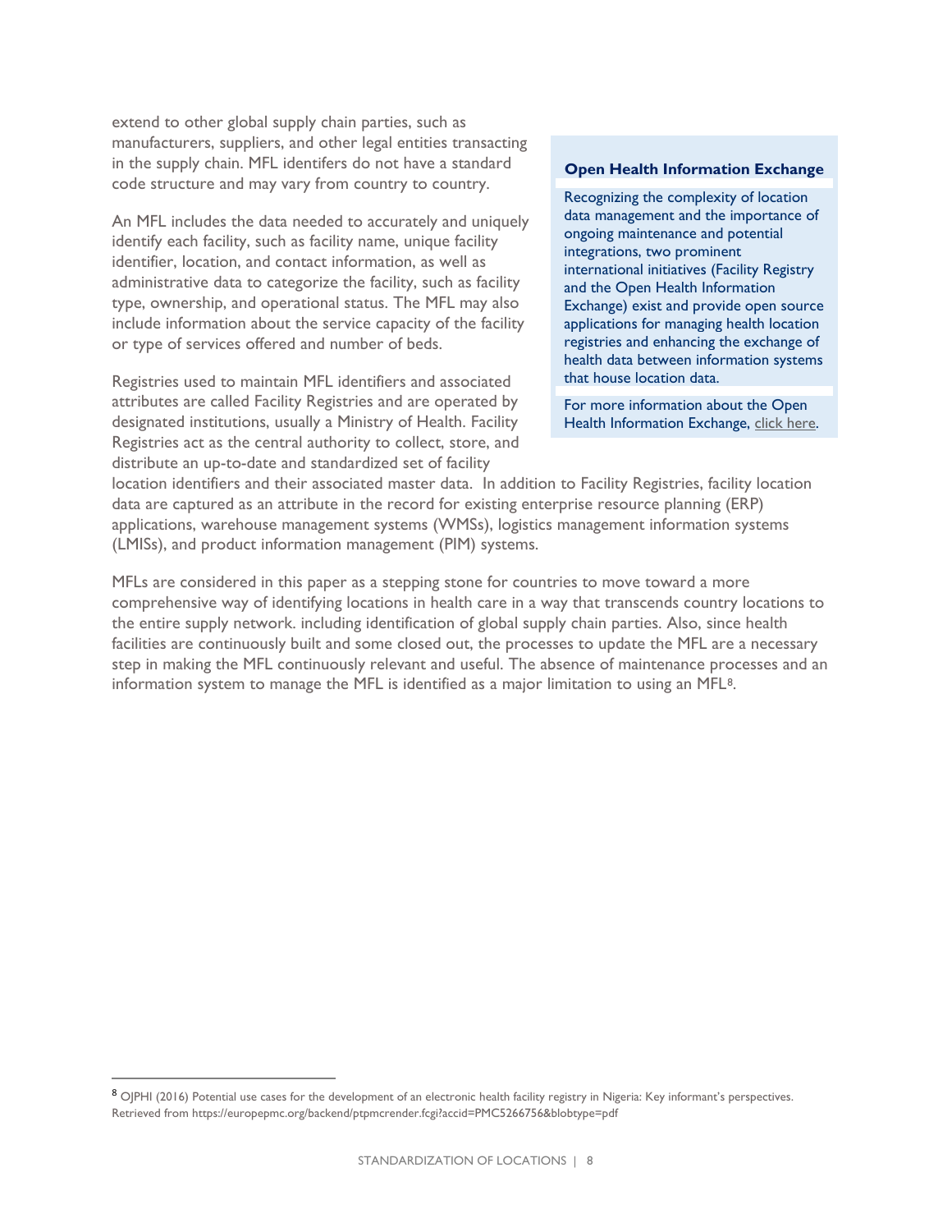extend to other global supply chain parties, such as manufacturers, suppliers, and other legal entities transacting in the supply chain. MFL identifers do not have a standard code structure and may vary from country to country.

An MFL includes the data needed to accurately and uniquely identify each facility, such as facility name, unique facility identifier, location, and contact information, as well as administrative data to categorize the facility, such as facility type, ownership, and operational status. The MFL may also include information about the service capacity of the facility or type of services offered and number of beds.

Registries used to maintain MFL identifiers and associated attributes are called Facility Registries and are operated by designated institutions, usually a Ministry of Health. Facility Registries act as the central authority to collect, store, and distribute an up-to-date and standardized set of facility location identifiers and their associated master data. In addition to Facility Registries, facility location data are captured as an attribute in the record for existing enterprise resource planning (ERP) applications, warehouse management systems (WMSs), logistics management information systems (LMISs), and product information management (PIM) systems.

**Open Health Information Exchange**

Recognizing the complexity of location data management and the importance of ongoing maintenance and potential integrations, two prominent international initiatives (Facility Registry and the Open Health Information Exchange) exist and provide open source applications for managing health location registries and enhancing the exchange of health data between information systems that house location data.

For more information about the Open Health Information Exchange, click here.

MFLs are considered in this paper as a stepping stone for countries to move toward a more comprehensive way of identifying locations in health care in a way that transcends country locations to the entire supply network. including identification of global supply chain parties. Also, since health facilities are continuously built and some closed out, the processes to update the MFL are a necessary step in making the MFL continuously relevant and useful. The absence of maintenance processes and an information system to manage the MFL is identified as a major limitation to using an MFL[8].

[8] OJPHI (2016) Potential use cases for the development of an electronic health facility registry in Nigeria: Key informant's perspectives. Retrieved from https://europepmc.org/backend/ptpmcrender.fcgi?accid=PMC5266756&blobtype=pdf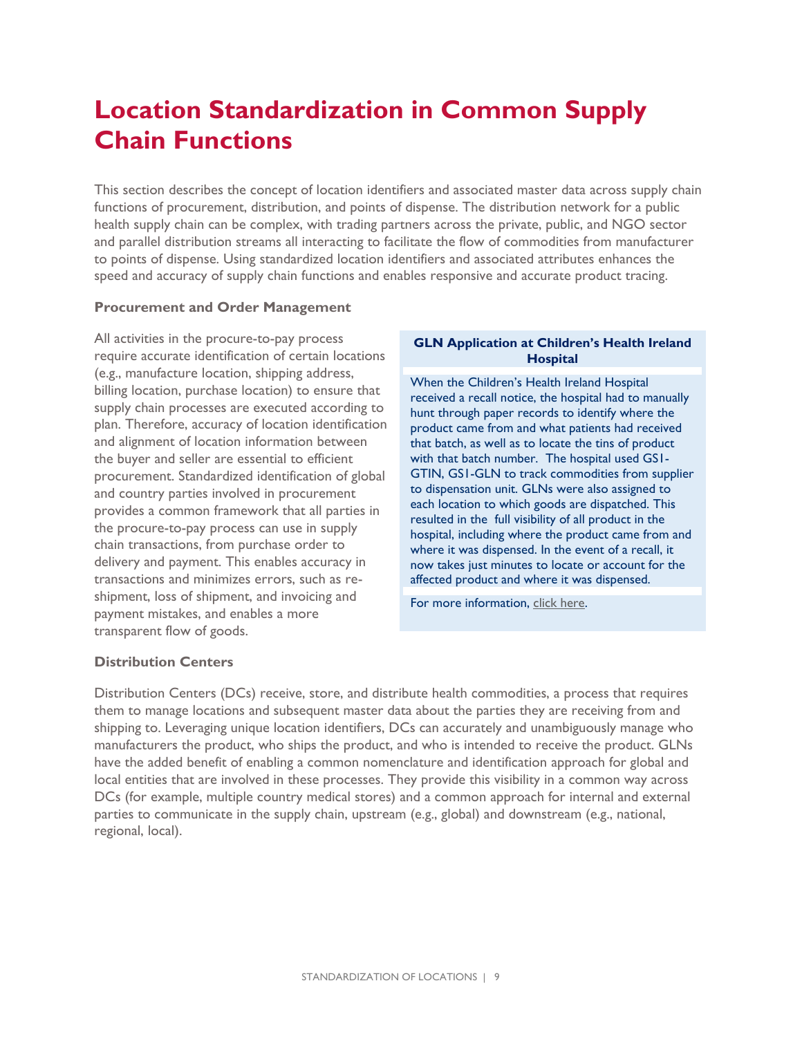# Location Standardization in Common Supply Chain Functions

This section describes the concept of location identifiers and associated master data across supply chain functions of procurement, distribution, and points of dispense. The distribution network for a public health supply chain can be complex, with trading partners across the private, public, and NGO sector and parallel distribution streams all interacting to facilitate the flow of commodities from manufacturer to points of dispense. Using standardized location identifiers and associated attributes enhances the speed and accuracy of supply chain functions and enables responsive and accurate product tracing.

### Procurement and Order Management

All activities in the procure-to-pay process require accurate identification of certain locations (e.g., manufacture location, shipping address, billing location, purchase location) to ensure that supply chain processes are executed according to plan. Therefore, accuracy of location identification and alignment of location information between the buyer and seller are essential to efficient procurement. Standardized identification of global and country parties involved in procurement provides a common framework that all parties in the procure-to-pay process can use in supply chain transactions, from purchase order to delivery and payment. This enables accuracy in transactions and minimizes errors, such as re-shipment, loss of shipment, and invoicing and payment mistakes, and enables a more transparent flow of goods.

> **GLN Application at Children's Health Ireland Hospital**
>
> When the Children's Health Ireland Hospital received a recall notice, the hospital had to manually hunt through paper records to identify where the product came from and what patients had received that batch, as well as to locate the tins of product with that batch number. The hospital used GS1-GTIN, GS1-GLN to track commodities from supplier to dispensation unit. GLNs were also assigned to each location to which goods are dispatched. This resulted in the full visibility of all product in the hospital, including where the product came from and where it was dispensed. In the event of a recall, it now takes just minutes to locate or account for the affected product and where it was dispensed.
>
> For more information, click here.

### Distribution Centers

Distribution Centers (DCs) receive, store, and distribute health commodities, a process that requires them to manage locations and subsequent master data about the parties they are receiving from and shipping to. Leveraging unique location identifiers, DCs can accurately and unambiguously manage who manufacturers the product, who ships the product, and who is intended to receive the product. GLNs have the added benefit of enabling a common nomenclature and identification approach for global and local entities that are involved in these processes. They provide this visibility in a common way across DCs (for example, multiple country medical stores) and a common approach for internal and external parties to communicate in the supply chain, upstream (e.g., global) and downstream (e.g., national, regional, local).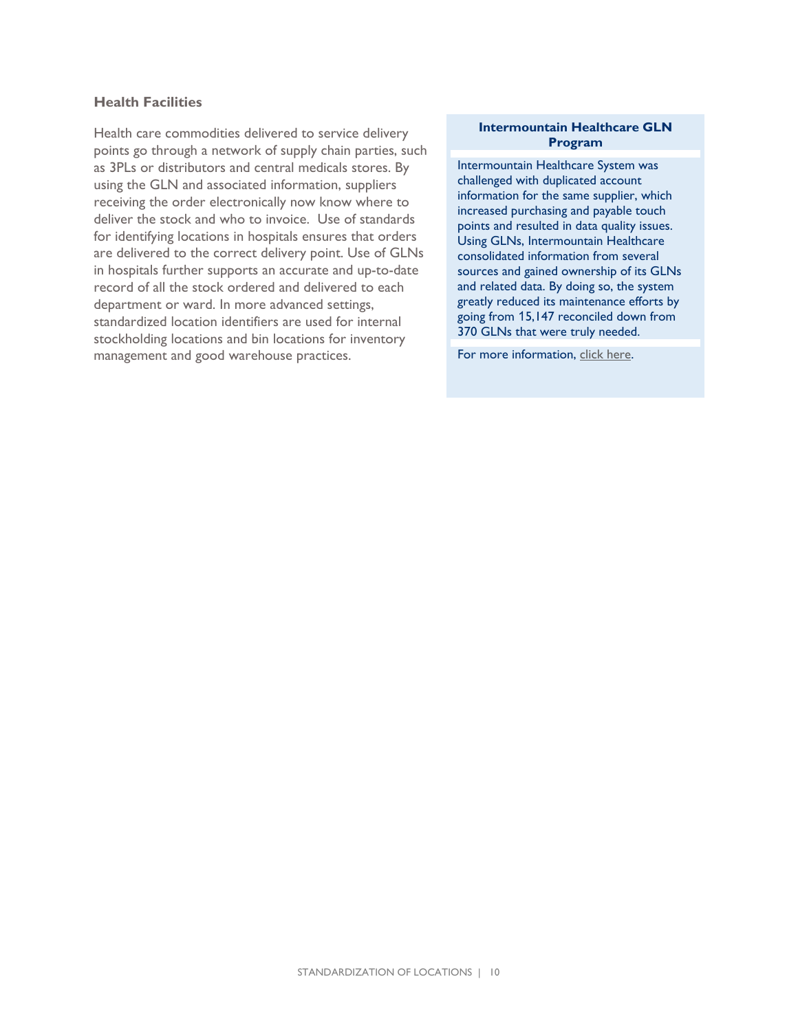### Health Facilities

Health care commodities delivered to service delivery points go through a network of supply chain parties, such as 3PLs or distributors and central medicals stores. By using the GLN and associated information, suppliers receiving the order electronically now know where to deliver the stock and who to invoice. Use of standards for identifying locations in hospitals ensures that orders are delivered to the correct delivery point. Use of GLNs in hospitals further supports an accurate and up-to-date record of all the stock ordered and delivered to each department or ward. In more advanced settings, standardized location identifiers are used for internal stockholding locations and bin locations for inventory management and good warehouse practices.

**Intermountain Healthcare GLN Program**

Intermountain Healthcare System was challenged with duplicated account information for the same supplier, which increased purchasing and payable touch points and resulted in data quality issues. Using GLNs, Intermountain Healthcare consolidated information from several sources and gained ownership of its GLNs and related data. By doing so, the system greatly reduced its maintenance efforts by going from 15,147 reconciled down from 370 GLNs that were truly needed.

For more information, click here.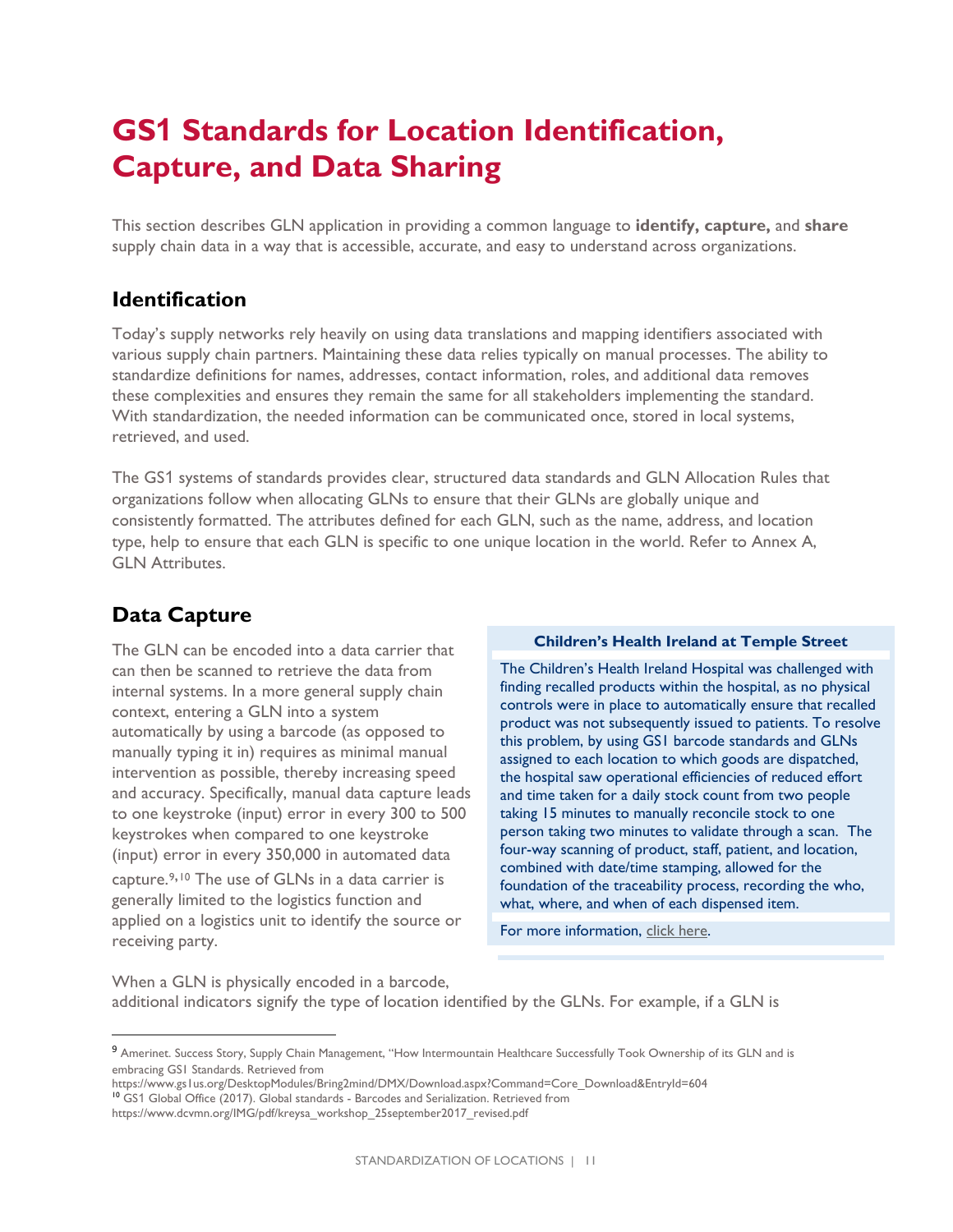# GS1 Standards for Location Identification, Capture, and Data Sharing

This section describes GLN application in providing a common language to **identify, capture,** and **share** supply chain data in a way that is accessible, accurate, and easy to understand across organizations.

## Identification

Today's supply networks rely heavily on using data translations and mapping identifiers associated with various supply chain partners. Maintaining these data relies typically on manual processes. The ability to standardize definitions for names, addresses, contact information, roles, and additional data removes these complexities and ensures they remain the same for all stakeholders implementing the standard. With standardization, the needed information can be communicated once, stored in local systems, retrieved, and used.

The GS1 systems of standards provides clear, structured data standards and GLN Allocation Rules that organizations follow when allocating GLNs to ensure that their GLNs are globally unique and consistently formatted. The attributes defined for each GLN, such as the name, address, and location type, help to ensure that each GLN is specific to one unique location in the world. Refer to Annex A, GLN Attributes.

## Data Capture

The GLN can be encoded into a data carrier that can then be scanned to retrieve the data from internal systems. In a more general supply chain context, entering a GLN into a system automatically by using a barcode (as opposed to manually typing it in) requires as minimal manual intervention as possible, thereby increasing speed and accuracy. Specifically, manual data capture leads to one keystroke (input) error in every 300 to 500 keystrokes when compared to one keystroke (input) error in every 350,000 in automated data capture.[9,10] The use of GLNs in a data carrier is generally limited to the logistics function and applied on a logistics unit to identify the source or receiving party.

**Children's Health Ireland at Temple Street**

The Children's Health Ireland Hospital was challenged with finding recalled products within the hospital, as no physical controls were in place to automatically ensure that recalled product was not subsequently issued to patients. To resolve this problem, by using GS1 barcode standards and GLNs assigned to each location to which goods are dispatched, the hospital saw operational efficiencies of reduced effort and time taken for a daily stock count from two people taking 15 minutes to manually reconcile stock to one person taking two minutes to validate through a scan. The four-way scanning of product, staff, patient, and location, combined with date/time stamping, allowed for the foundation of the traceability process, recording the who, what, where, and when of each dispensed item.

For more information, click here.

When a GLN is physically encoded in a barcode, additional indicators signify the type of location identified by the GLNs. For example, if a GLN is

---

[9] Amerinet. Success Story, Supply Chain Management, "How Intermountain Healthcare Successfully Took Ownership of its GLN and is embracing GS1 Standards. Retrieved from https://www.gs1us.org/DesktopModules/Bring2mind/DMX/Download.aspx?Command=Core_Download&EntryId=604

[10] GS1 Global Office (2017). Global standards - Barcodes and Serialization. Retrieved from https://www.dcvmn.org/IMG/pdf/kreysa_workshop_25september2017_revised.pdf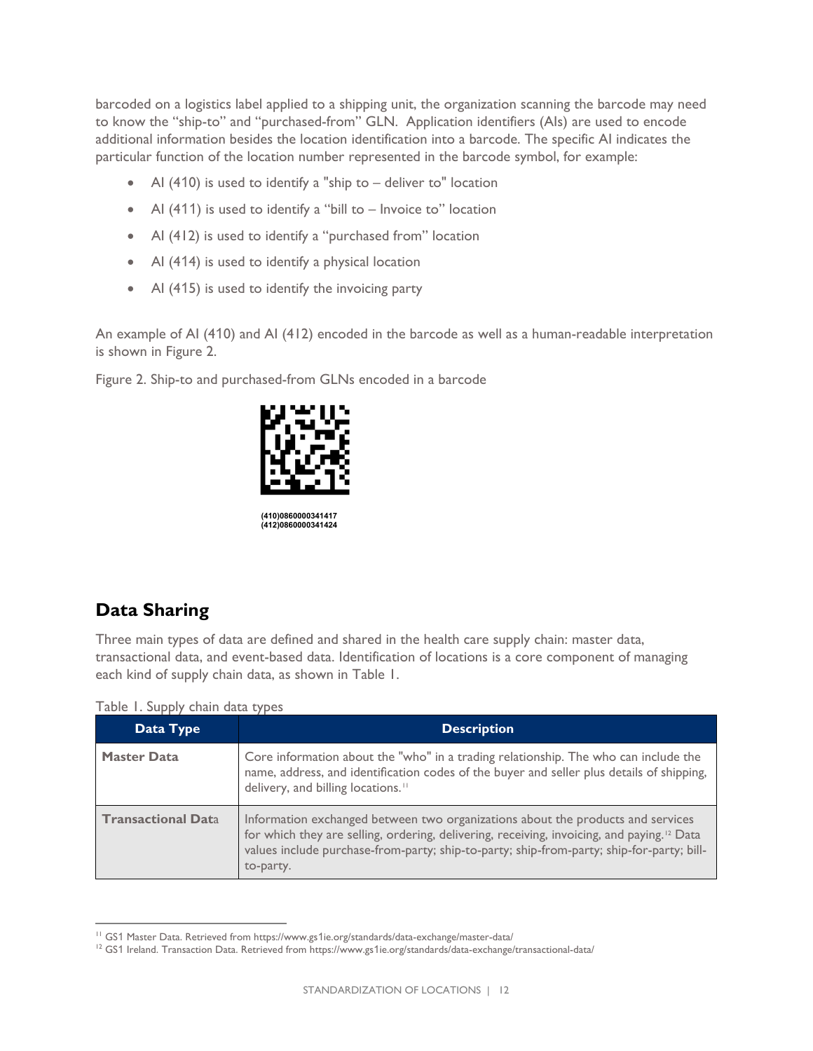barcoded on a logistics label applied to a shipping unit, the organization scanning the barcode may need to know the "ship-to" and "purchased-from" GLN. Application identifiers (AIs) are used to encode additional information besides the location identification into a barcode. The specific AI indicates the particular function of the location number represented in the barcode symbol, for example:

- AI (410) is used to identify a "ship to – deliver to" location
- AI (411) is used to identify a "bill to – Invoice to" location
- AI (412) is used to identify a "purchased from" location
- AI (414) is used to identify a physical location
- AI (415) is used to identify the invoicing party

An example of AI (410) and AI (412) encoded in the barcode as well as a human-readable interpretation is shown in Figure 2.

Figure 2. Ship-to and purchased-from GLNs encoded in a barcode

(410)0860000341417
(412)0860000341424

## Data Sharing

Three main types of data are defined and shared in the health care supply chain: master data, transactional data, and event-based data. Identification of locations is a core component of managing each kind of supply chain data, as shown in Table 1.

Table 1. Supply chain data types

| Data Type | Description |
| --- | --- |
| **Master Data** | Core information about the "who" in a trading relationship. The who can include the name, address, and identification codes of the buyer and seller plus details of shipping, delivery, and billing locations.[11] |
| **Transactional Data** | Information exchanged between two organizations about the products and services for which they are selling, ordering, delivering, receiving, invoicing, and paying.[12] Data values include purchase-from-party; ship-to-party; ship-from-party; ship-for-party; bill-to-party. |

[11] GS1 Master Data. Retrieved from https://www.gs1ie.org/standards/data-exchange/master-data/

[12] GS1 Ireland. Transaction Data. Retrieved from https://www.gs1ie.org/standards/data-exchange/transactional-data/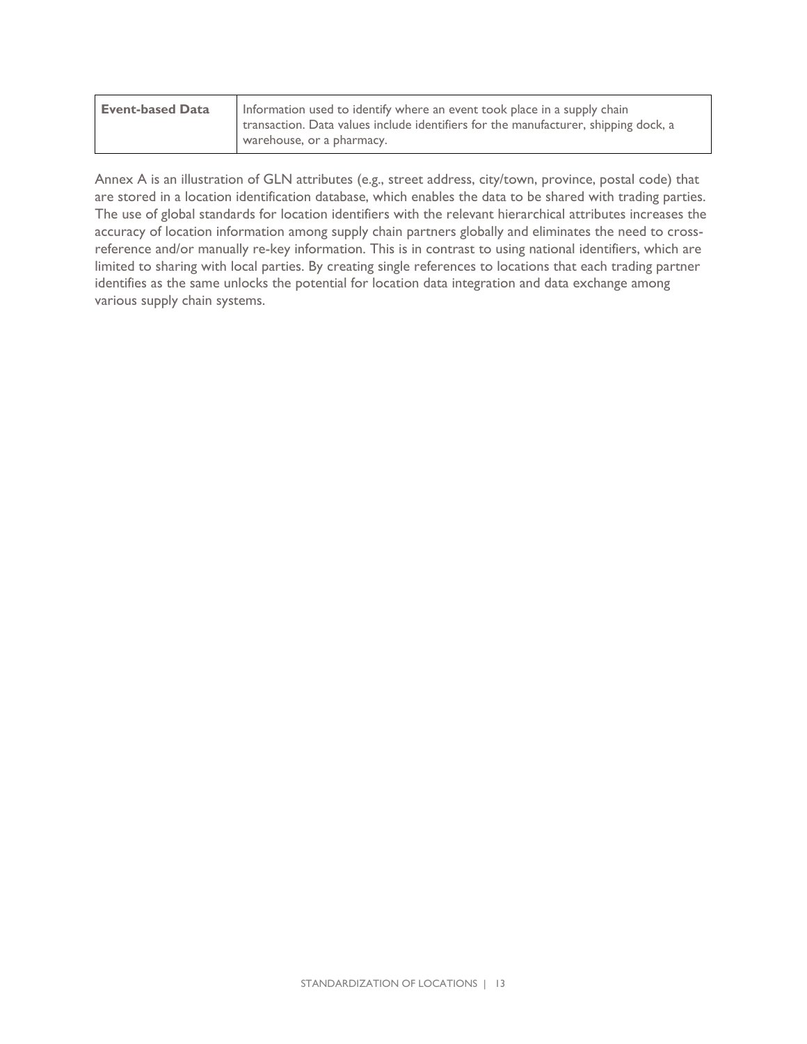| **Event-based Data** | Information used to identify where an event took place in a supply chain transaction. Data values include identifiers for the manufacturer, shipping dock, a warehouse, or a pharmacy. |
|---|---|

Annex A is an illustration of GLN attributes (e.g., street address, city/town, province, postal code) that are stored in a location identification database, which enables the data to be shared with trading parties. The use of global standards for location identifiers with the relevant hierarchical attributes increases the accuracy of location information among supply chain partners globally and eliminates the need to cross-reference and/or manually re-key information. This is in contrast to using national identifiers, which are limited to sharing with local parties. By creating single references to locations that each trading partner identifies as the same unlocks the potential for location data integration and data exchange among various supply chain systems.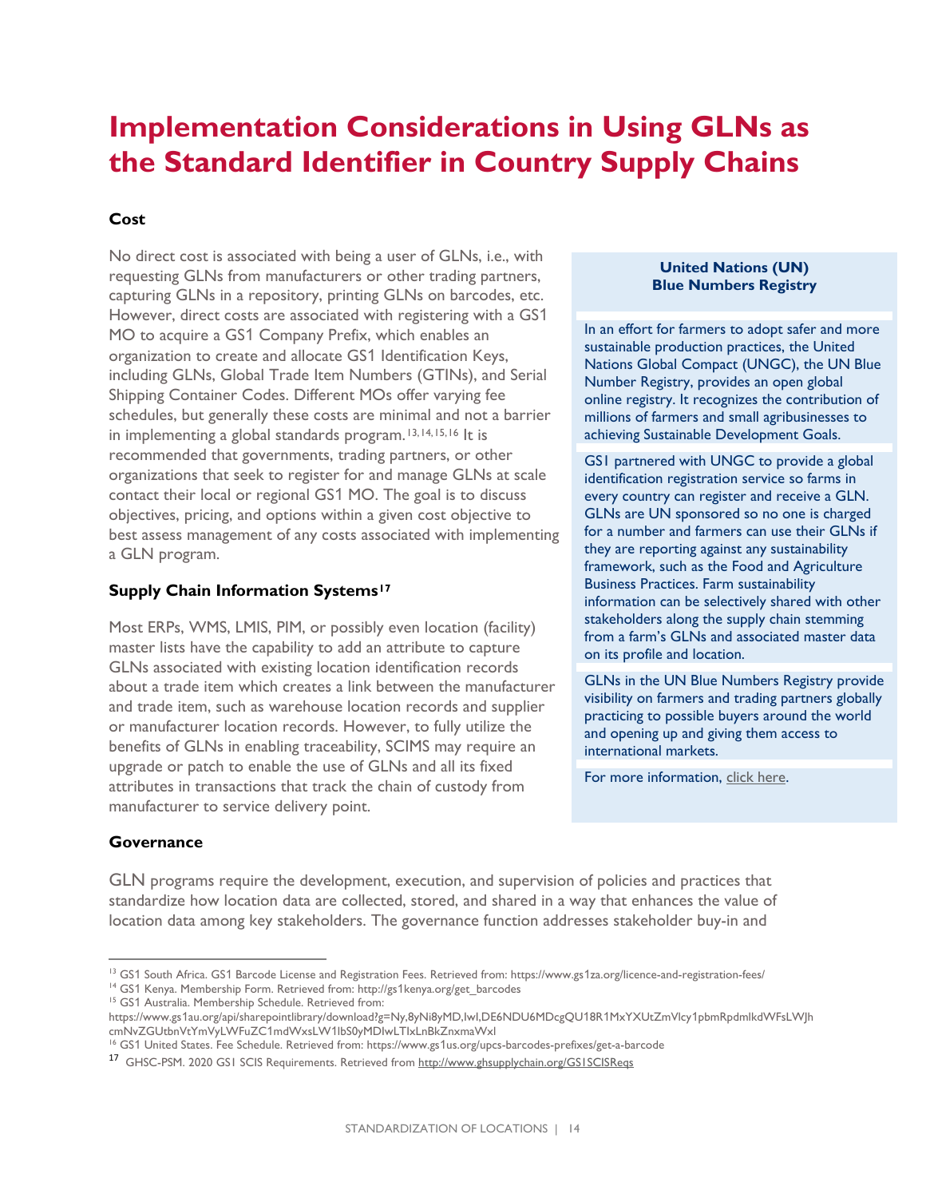# Implementation Considerations in Using GLNs as the Standard Identifier in Country Supply Chains

### Cost

No direct cost is associated with being a user of GLNs, i.e., with requesting GLNs from manufacturers or other trading partners, capturing GLNs in a repository, printing GLNs on barcodes, etc. However, direct costs are associated with registering with a GS1 MO to acquire a GS1 Company Prefix, which enables an organization to create and allocate GS1 Identification Keys, including GLNs, Global Trade Item Numbers (GTINs), and Serial Shipping Container Codes. Different MOs offer varying fee schedules, but generally these costs are minimal and not a barrier in implementing a global standards program.[13,14,15,16] It is recommended that governments, trading partners, or other organizations that seek to register for and manage GLNs at scale contact their local or regional GS1 MO. The goal is to discuss objectives, pricing, and options within a given cost objective to best assess management of any costs associated with implementing a GLN program.

### Supply Chain Information Systems[17]

Most ERPs, WMS, LMIS, PIM, or possibly even location (facility) master lists have the capability to add an attribute to capture GLNs associated with existing location identification records about a trade item which creates a link between the manufacturer and trade item, such as warehouse location records and supplier or manufacturer location records. However, to fully utilize the benefits of GLNs in enabling traceability, SCIMS may require an upgrade or patch to enable the use of GLNs and all its fixed attributes in transactions that track the chain of custody from manufacturer to service delivery point.

**United Nations (UN) Blue Numbers Registry**

In an effort for farmers to adopt safer and more sustainable production practices, the United Nations Global Compact (UNGC), the UN Blue Number Registry, provides an open global online registry. It recognizes the contribution of millions of farmers and small agribusinesses to achieving Sustainable Development Goals.

GS1 partnered with UNGC to provide a global identification registration service so farms in every country can register and receive a GLN. GLNs are UN sponsored so no one is charged for a number and farmers can use their GLNs if they are reporting against any sustainability framework, such as the Food and Agriculture Business Practices. Farm sustainability information can be selectively shared with other stakeholders along the supply chain stemming from a farm's GLNs and associated master data on its profile and location.

GLNs in the UN Blue Numbers Registry provide visibility on farmers and trading partners globally practicing to possible buyers around the world and opening up and giving them access to international markets.

For more information, click here.

### Governance

GLN programs require the development, execution, and supervision of policies and practices that standardize how location data are collected, stored, and shared in a way that enhances the value of location data among key stakeholders. The governance function addresses stakeholder buy-in and

---

[13] GS1 South Africa. GS1 Barcode License and Registration Fees. Retrieved from: https://www.gs1za.org/licence-and-registration-fees/

[14] GS1 Kenya. Membership Form. Retrieved from: http://gs1kenya.org/get_barcodes

[15] GS1 Australia. Membership Schedule. Retrieved from: https://www.gs1au.org/api/sharepointlibrary/download?g=Ny,8yNi8yMD,IwI,DE6NDU6MDcgQU18R1MxYXUtZmVlcy1pbmRpdmlkdWFsLWJhcmNvZGUtbnVtYmVyLWFuZC1mdWxsLW1lbS0yMDIwLTIxLnBkZnxmaWxl

[16] GS1 United States. Fee Schedule. Retrieved from: https://www.gs1us.org/upcs-barcodes-prefixes/get-a-barcode

[17] GHSC-PSM. 2020 GS1 SCIS Requirements. Retrieved from http://www.ghsupplychain.org/GS1SCISReqs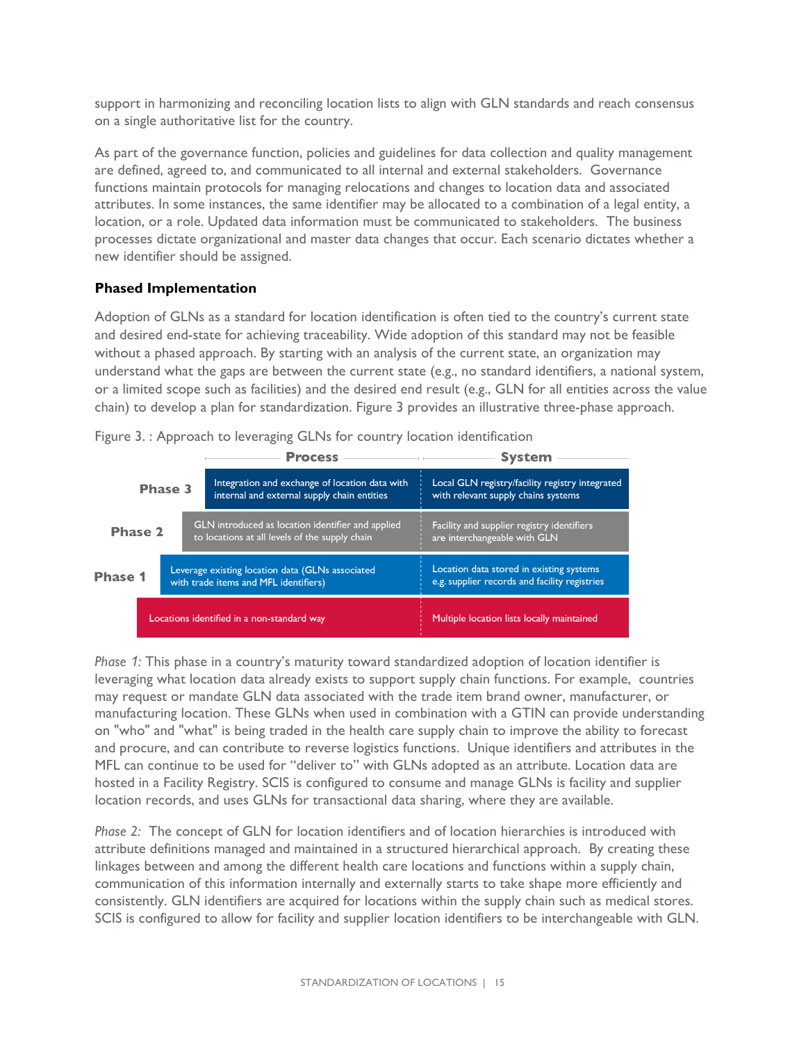support in harmonizing and reconciling location lists to align with GLN standards and reach consensus on a single authoritative list for the country.

As part of the governance function, policies and guidelines for data collection and quality management are defined, agreed to, and communicated to all internal and external stakeholders. Governance functions maintain protocols for managing relocations and changes to location data and associated attributes. In some instances, the same identifier may be allocated to a combination of a legal entity, a location, or a role. Updated data information must be communicated to stakeholders. The business processes dictate organizational and master data changes that occur. Each scenario dictates whether a new identifier should be assigned.

### Phased Implementation

Adoption of GLNs as a standard for location identification is often tied to the country's current state and desired end-state for achieving traceability. Wide adoption of this standard may not be feasible without a phased approach. By starting with an analysis of the current state, an organization may understand what the gaps are between the current state (e.g., no standard identifiers, a national system, or a limited scope such as facilities) and the desired end result (e.g., GLN for all entities across the value chain) to develop a plan for standardization. Figure 3 provides an illustrative three-phase approach.

Figure 3. : Approach to leveraging GLNs for country location identification

| | Process | System |
|---|---|---|
| Phase 3 | Integration and exchange of location data with internal and external supply chain entities | Local GLN registry/facility registry integrated with relevant supply chains systems |
| Phase 2 | GLN introduced as location identifier and applied to locations at all levels of the supply chain | Facility and supplier registry identifiers are interchangeable with GLN |
| Phase 1 | Leverage existing location data (GLNs associated with trade items and MFL identifiers) | Location data stored in existing systems e.g. supplier records and facility registries |
| | Locations identified in a non-standard way | Multiple location lists locally maintained |

*Phase 1:* This phase in a country's maturity toward standardized adoption of location identifier is leveraging what location data already exists to support supply chain functions. For example, countries may request or mandate GLN data associated with the trade item brand owner, manufacturer, or manufacturing location. These GLNs when used in combination with a GTIN can provide understanding on "who" and "what" is being traded in the health care supply chain to improve the ability to forecast and procure, and can contribute to reverse logistics functions. Unique identifiers and attributes in the MFL can continue to be used for "deliver to" with GLNs adopted as an attribute. Location data are hosted in a Facility Registry. SCIS is configured to consume and manage GLNs is facility and supplier location records, and uses GLNs for transactional data sharing, where they are available.

*Phase 2:* The concept of GLN for location identifiers and of location hierarchies is introduced with attribute definitions managed and maintained in a structured hierarchical approach. By creating these linkages between and among the different health care locations and functions within a supply chain, communication of this information internally and externally starts to take shape more efficiently and consistently. GLN identifiers are acquired for locations within the supply chain such as medical stores. SCIS is configured to allow for facility and supplier location identifiers to be interchangeable with GLN.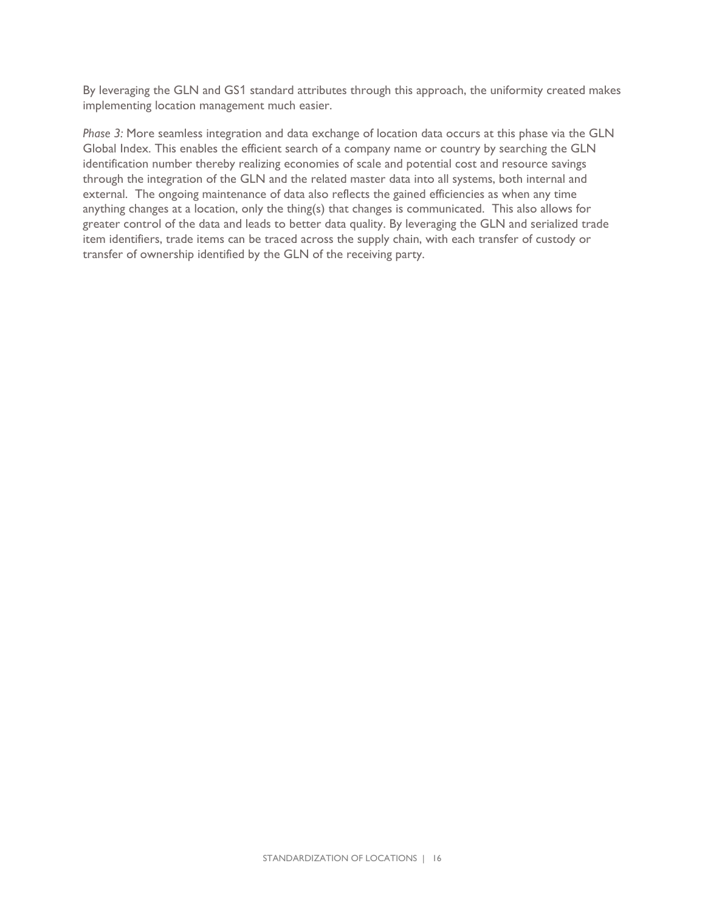By leveraging the GLN and GS1 standard attributes through this approach, the uniformity created makes implementing location management much easier.

*Phase 3:* More seamless integration and data exchange of location data occurs at this phase via the GLN Global Index. This enables the efficient search of a company name or country by searching the GLN identification number thereby realizing economies of scale and potential cost and resource savings through the integration of the GLN and the related master data into all systems, both internal and external. The ongoing maintenance of data also reflects the gained efficiencies as when any time anything changes at a location, only the thing(s) that changes is communicated. This also allows for greater control of the data and leads to better data quality. By leveraging the GLN and serialized trade item identifiers, trade items can be traced across the supply chain, with each transfer of custody or transfer of ownership identified by the GLN of the receiving party.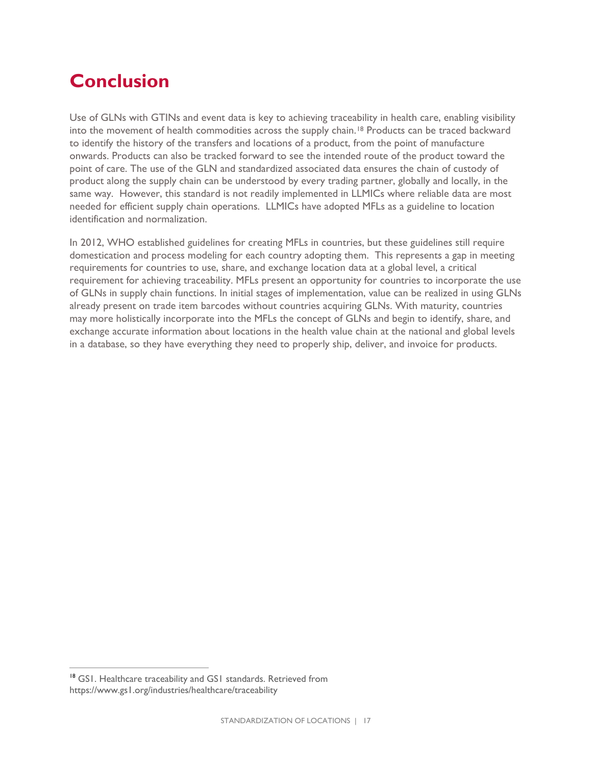# Conclusion

Use of GLNs with GTINs and event data is key to achieving traceability in health care, enabling visibility into the movement of health commodities across the supply chain.[18] Products can be traced backward to identify the history of the transfers and locations of a product, from the point of manufacture onwards. Products can also be tracked forward to see the intended route of the product toward the point of care. The use of the GLN and standardized associated data ensures the chain of custody of product along the supply chain can be understood by every trading partner, globally and locally, in the same way. However, this standard is not readily implemented in LLMICs where reliable data are most needed for efficient supply chain operations. LLMICs have adopted MFLs as a guideline to location identification and normalization.

In 2012, WHO established guidelines for creating MFLs in countries, but these guidelines still require domestication and process modeling for each country adopting them. This represents a gap in meeting requirements for countries to use, share, and exchange location data at a global level, a critical requirement for achieving traceability. MFLs present an opportunity for countries to incorporate the use of GLNs in supply chain functions. In initial stages of implementation, value can be realized in using GLNs already present on trade item barcodes without countries acquiring GLNs. With maturity, countries may more holistically incorporate into the MFLs the concept of GLNs and begin to identify, share, and exchange accurate information about locations in the health value chain at the national and global levels in a database, so they have everything they need to properly ship, deliver, and invoice for products.

[18] GS1. Healthcare traceability and GS1 standards. Retrieved from https://www.gs1.org/industries/healthcare/traceability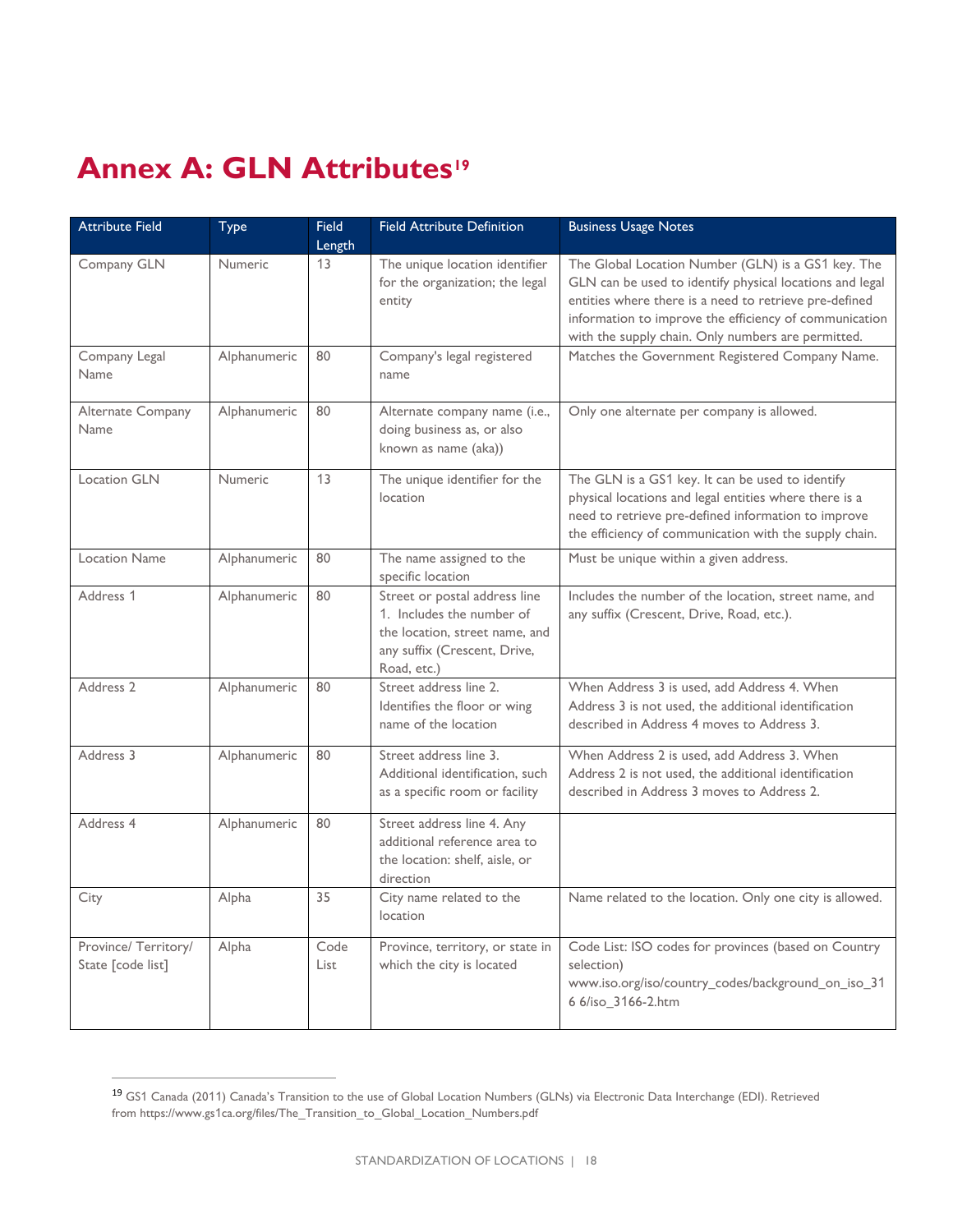# Annex A: GLN Attributes[19]

| Attribute Field | Type | Field Length | Field Attribute Definition | Business Usage Notes |
|---|---|---|---|---|
| Company GLN | Numeric | 13 | The unique location identifier for the organization; the legal entity | The Global Location Number (GLN) is a GS1 key. The GLN can be used to identify physical locations and legal entities where there is a need to retrieve pre-defined information to improve the efficiency of communication with the supply chain. Only numbers are permitted. |
| Company Legal Name | Alphanumeric | 80 | Company's legal registered name | Matches the Government Registered Company Name. |
| Alternate Company Name | Alphanumeric | 80 | Alternate company name (i.e., doing business as, or also known as name (aka)) | Only one alternate per company is allowed. |
| Location GLN | Numeric | 13 | The unique identifier for the location | The GLN is a GS1 key. It can be used to identify physical locations and legal entities where there is a need to retrieve pre-defined information to improve the efficiency of communication with the supply chain. |
| Location Name | Alphanumeric | 80 | The name assigned to the specific location | Must be unique within a given address. |
| Address 1 | Alphanumeric | 80 | Street or postal address line 1. Includes the number of the location, street name, and any suffix (Crescent, Drive, Road, etc.) | Includes the number of the location, street name, and any suffix (Crescent, Drive, Road, etc.). |
| Address 2 | Alphanumeric | 80 | Street address line 2. Identifies the floor or wing name of the location | When Address 3 is used, add Address 4. When Address 3 is not used, the additional identification described in Address 4 moves to Address 3. |
| Address 3 | Alphanumeric | 80 | Street address line 3. Additional identification, such as a specific room or facility | When Address 2 is used, add Address 3. When Address 2 is not used, the additional identification described in Address 3 moves to Address 2. |
| Address 4 | Alphanumeric | 80 | Street address line 4. Any additional reference area to the location: shelf, aisle, or direction | |
| City | Alpha | 35 | City name related to the location | Name related to the location. Only one city is allowed. |
| Province/ Territory/ State [code list] | Alpha | Code List | Province, territory, or state in which the city is located | Code List: ISO codes for provinces (based on Country selection) www.iso.org/iso/country_codes/background_on_iso_316 6/iso_3166-2.htm |

[19] GS1 Canada (2011) Canada's Transition to the use of Global Location Numbers (GLNs) via Electronic Data Interchange (EDI). Retrieved from https://www.gs1ca.org/files/The_Transition_to_Global_Location_Numbers.pdf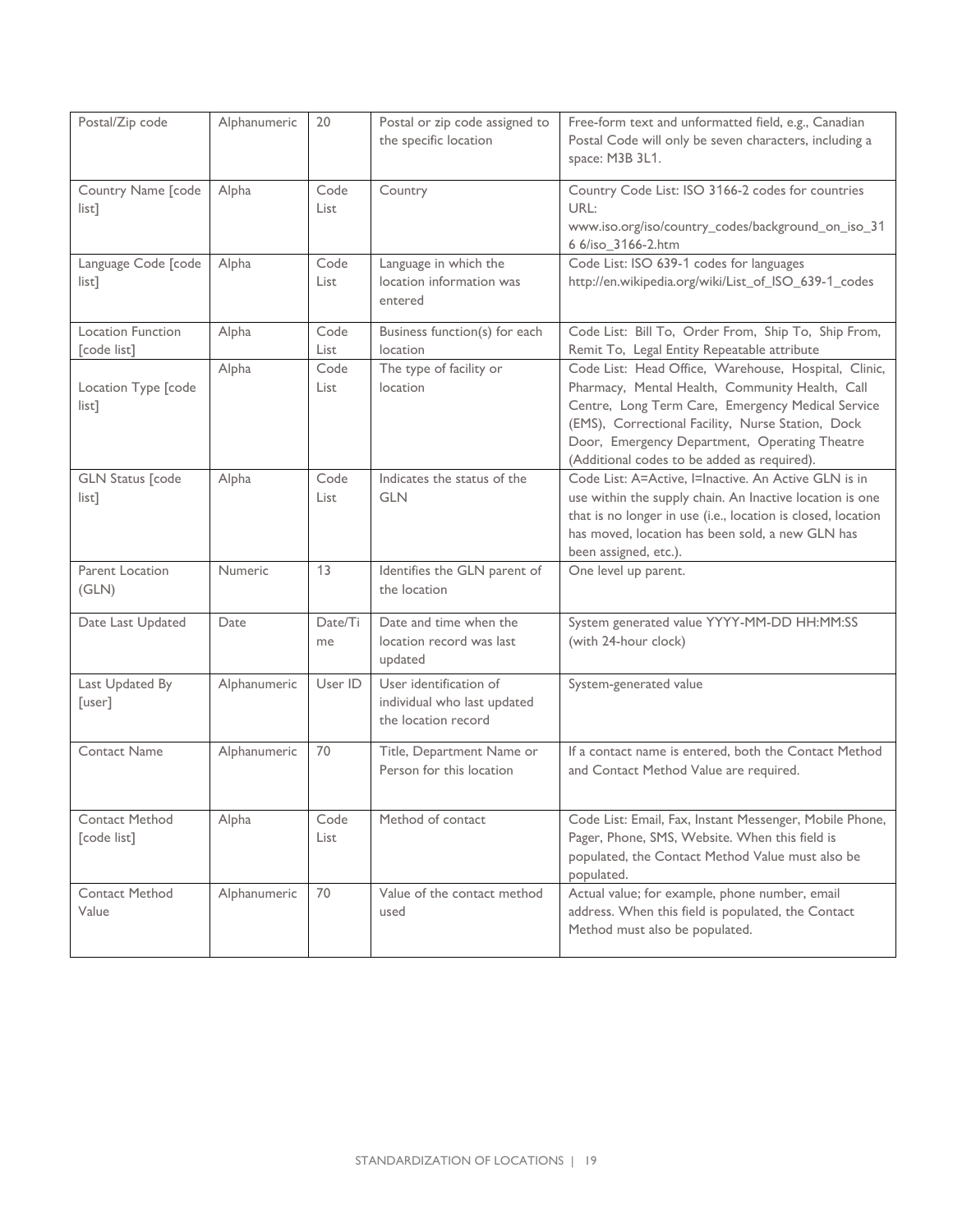| | | | | |
|---|---|---|---|---|
| Postal/Zip code | Alphanumeric | 20 | Postal or zip code assigned to the specific location | Free-form text and unformatted field, e.g., Canadian Postal Code will only be seven characters, including a space: M3B 3L1. |
| Country Name [code list] | Alpha | Code List | Country | Country Code List: ISO 3166-2 codes for countries URL: www.iso.org/iso/country_codes/background_on_iso_31 6 6/iso_3166-2.htm |
| Language Code [code list] | Alpha | Code List | Language in which the location information was entered | Code List: ISO 639-1 codes for languages http://en.wikipedia.org/wiki/List_of_ISO_639-1_codes |
| Location Function [code list] | Alpha | Code List | Business function(s) for each location | Code List: Bill To, Order From, Ship To, Ship From, Remit To, Legal Entity Repeatable attribute |
| Location Type [code list] | Alpha | Code List | The type of facility or location | Code List: Head Office, Warehouse, Hospital, Clinic, Pharmacy, Mental Health, Community Health, Call Centre, Long Term Care, Emergency Medical Service (EMS), Correctional Facility, Nurse Station, Dock Door, Emergency Department, Operating Theatre (Additional codes to be added as required). |
| GLN Status [code list] | Alpha | Code List | Indicates the status of the GLN | Code List: A=Active, I=Inactive. An Active GLN is in use within the supply chain. An Inactive location is one that is no longer in use (i.e., location is closed, location has moved, location has been sold, a new GLN has been assigned, etc.). |
| Parent Location (GLN) | Numeric | 13 | Identifies the GLN parent of the location | One level up parent. |
| Date Last Updated | Date | Date/Time | Date and time when the location record was last updated | System generated value YYYY-MM-DD HH:MM:SS (with 24-hour clock) |
| Last Updated By [user] | Alphanumeric | User ID | User identification of individual who last updated the location record | System-generated value |
| Contact Name | Alphanumeric | 70 | Title, Department Name or Person for this location | If a contact name is entered, both the Contact Method and Contact Method Value are required. |
| Contact Method [code list] | Alpha | Code List | Method of contact | Code List: Email, Fax, Instant Messenger, Mobile Phone, Pager, Phone, SMS, Website. When this field is populated, the Contact Method Value must also be populated. |
| Contact Method Value | Alphanumeric | 70 | Value of the contact method used | Actual value; for example, phone number, email address. When this field is populated, the Contact Method must also be populated. |